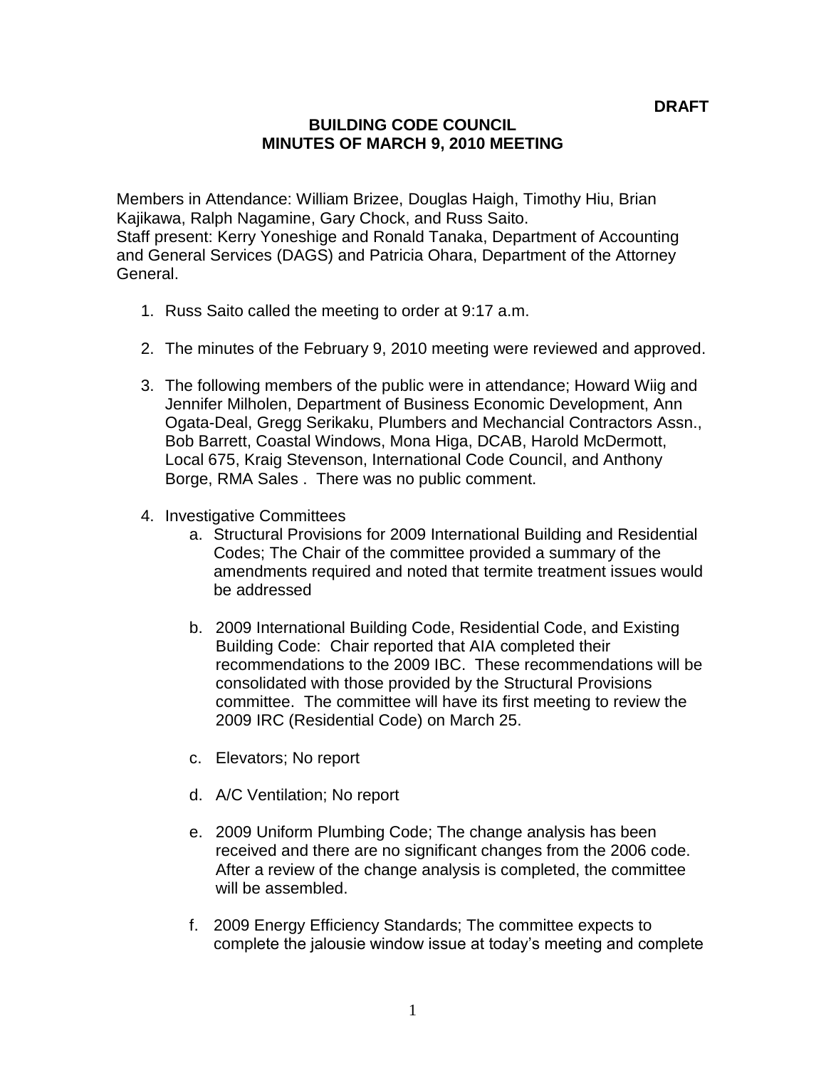**DRAFT**

# BUILDING CODE COUNCIL
## MINUTES OF MARCH 9, 2010 MEETING

Members in Attendance: William Brizee, Douglas Haigh, Timothy Hiu, Brian Kajikawa, Ralph Nagamine, Gary Chock, and Russ Saito.
Staff present: Kerry Yoneshige and Ronald Tanaka, Department of Accounting and General Services (DAGS) and Patricia Ohara, Department of the Attorney General.

1. Russ Saito called the meeting to order at 9:17 a.m.

2. The minutes of the February 9, 2010 meeting were reviewed and approved.

3. The following members of the public were in attendance; Howard Wiig and Jennifer Milholen, Department of Business Economic Development, Ann Ogata-Deal, Gregg Serikaku, Plumbers and Mechancial Contractors Assn., Bob Barrett, Coastal Windows, Mona Higa, DCAB, Harold McDermott, Local 675, Kraig Stevenson, International Code Council, and Anthony Borge, RMA Sales . There was no public comment.

4. Investigative Committees
   a. Structural Provisions for 2009 International Building and Residential Codes; The Chair of the committee provided a summary of the amendments required and noted that termite treatment issues would be addressed

   b. 2009 International Building Code, Residential Code, and Existing Building Code: Chair reported that AIA completed their recommendations to the 2009 IBC. These recommendations will be consolidated with those provided by the Structural Provisions committee. The committee will have its first meeting to review the 2009 IRC (Residential Code) on March 25.

   c. Elevators; No report

   d. A/C Ventilation; No report

   e. 2009 Uniform Plumbing Code; The change analysis has been received and there are no significant changes from the 2006 code. After a review of the change analysis is completed, the committee will be assembled.

   f. 2009 Energy Efficiency Standards; The committee expects to complete the jalousie window issue at today's meeting and complete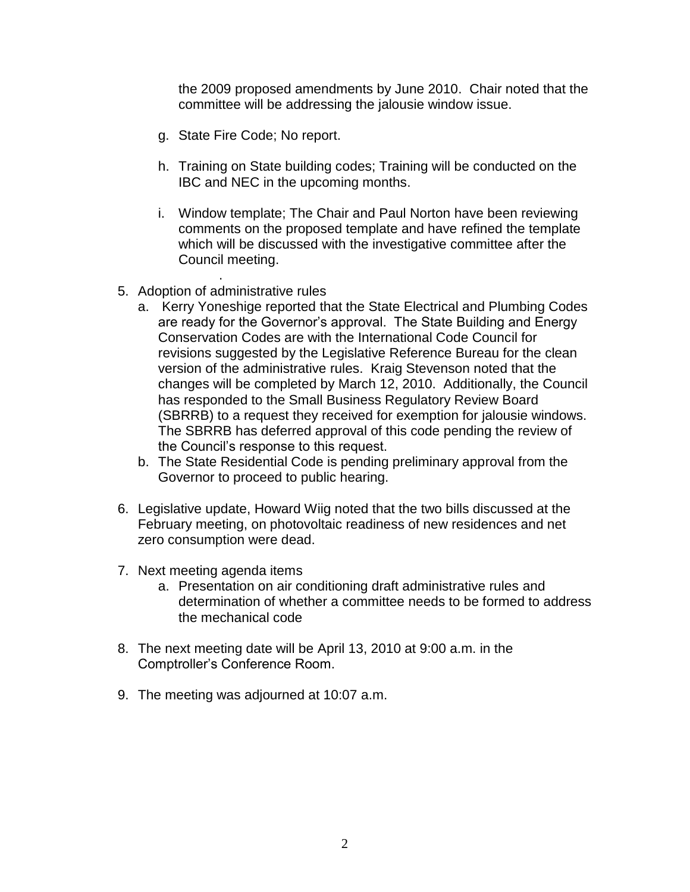the 2009 proposed amendments by June 2010. Chair noted that the committee will be addressing the jalousie window issue.

g. State Fire Code; No report.

h. Training on State building codes; Training will be conducted on the IBC and NEC in the upcoming months.

i. Window template; The Chair and Paul Norton have been reviewing comments on the proposed template and have refined the template which will be discussed with the investigative committee after the Council meeting.

5. Adoption of administrative rules
   a. Kerry Yoneshige reported that the State Electrical and Plumbing Codes are ready for the Governor's approval. The State Building and Energy Conservation Codes are with the International Code Council for revisions suggested by the Legislative Reference Bureau for the clean version of the administrative rules. Kraig Stevenson noted that the changes will be completed by March 12, 2010. Additionally, the Council has responded to the Small Business Regulatory Review Board (SBRRB) to a request they received for exemption for jalousie windows. The SBRRB has deferred approval of this code pending the review of the Council's response to this request.
   b. The State Residential Code is pending preliminary approval from the Governor to proceed to public hearing.

6. Legislative update, Howard Wiig noted that the two bills discussed at the February meeting, on photovoltaic readiness of new residences and net zero consumption were dead.

7. Next meeting agenda items
   a. Presentation on air conditioning draft administrative rules and determination of whether a committee needs to be formed to address the mechanical code

8. The next meeting date will be April 13, 2010 at 9:00 a.m. in the Comptroller's Conference Room.

9. The meeting was adjourned at 10:07 a.m.